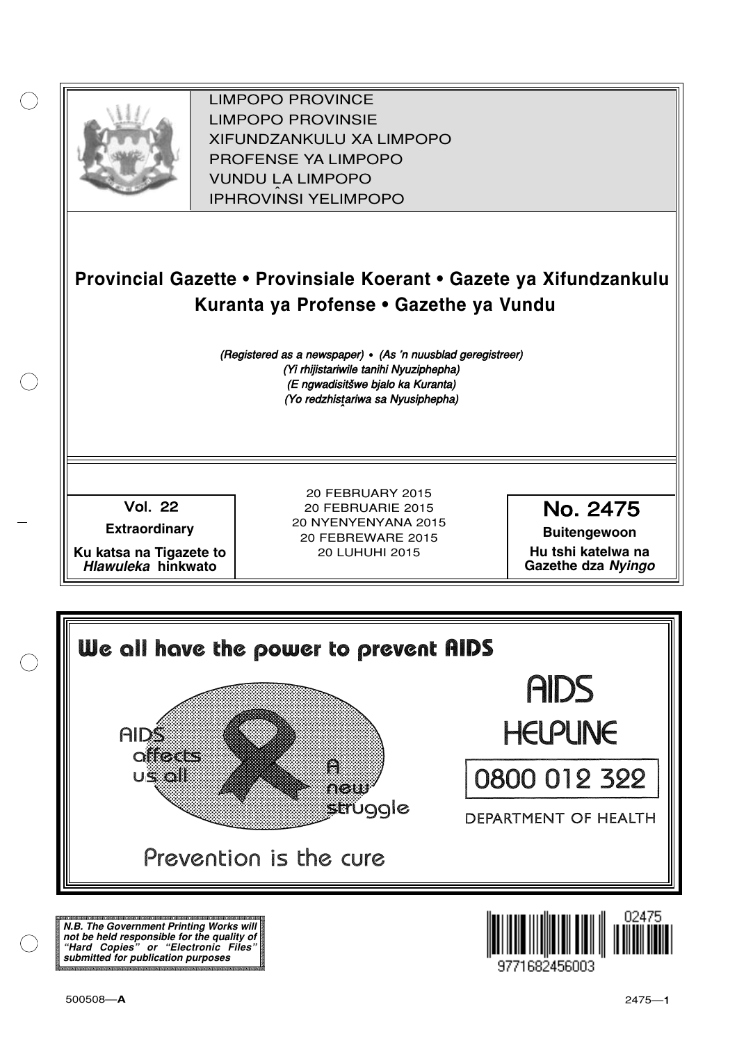LIMPOPO PROVINCE
LIMPOPO PROVINSIE
XIFUNDZANKULU XA LIMPOPO
PROFENSE YA LIMPOPO
VUNDU LA LIMPOPO
IPHROVINSI YELIMPOPO

# Provincial Gazette • Provinsiale Koerant • Gazete ya Xifundzankulu Kuranta ya Profense • Gazethe ya Vundu

*(Registered as a newspaper) • (As 'n nuusblad geregistreer)*
*(Yi rhijistariwile tanihi Nyuziphepha)*
*(E ngwadisitšwe bjalo ka Kuranta)*
*(Yo redzhistariwa sa Nyusiphepha)*

**Vol. 22**

**Extraordinary**

**Ku katsa na Tigazete to *Hlawuleka* hinkwato**

20 FEBRUARY 2015
20 FEBRUARIE 2015
20 NYENYENYANA 2015
20 FEBREWARE 2015
20 LUHUHI 2015

**No. 2475**

**Buitengewoon**

**Hu tshi katelwa na Gazethe dza *Nyingo***

We all have the power to prevent AIDS

AIDS affects us all

A new struggle

Prevention is the cure

AIDS HELPLINE

0800 012 322

DEPARTMENT OF HEALTH

***N.B. The Government Printing Works will not be held responsible for the quality of "Hard Copies" or "Electronic Files" submitted for publication purposes***

02475

9771682456003

500508—**A**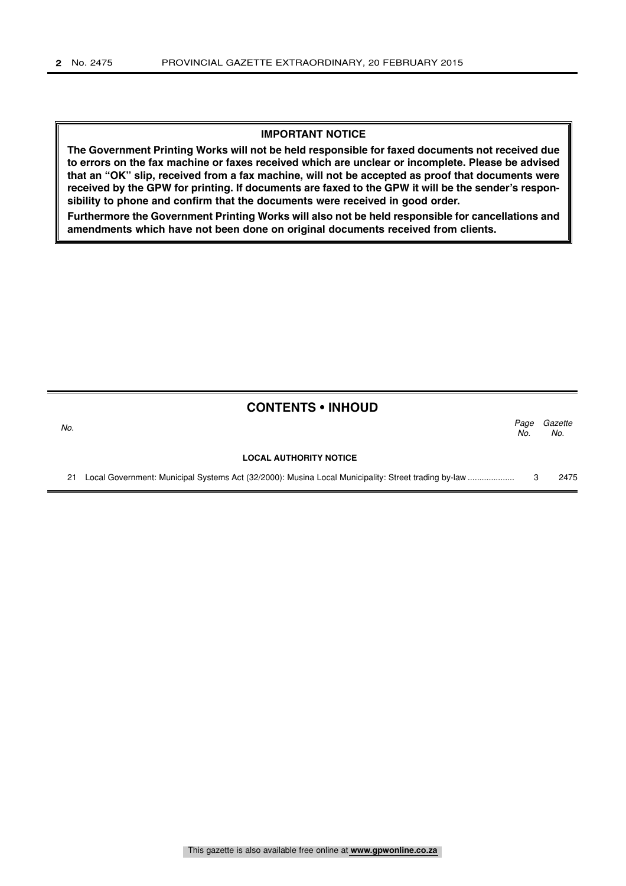**IMPORTANT NOTICE**

**The Government Printing Works will not be held responsible for faxed documents not received due to errors on the fax machine or faxes received which are unclear or incomplete. Please be advised that an "OK" slip, received from a fax machine, will not be accepted as proof that documents were received by the GPW for printing. If documents are faxed to the GPW it will be the sender's responsibility to phone and confirm that the documents were received in good order.**

**Furthermore the Government Printing Works will also not be held responsible for cancellations and amendments which have not been done on original documents received from clients.**

## CONTENTS • INHOUD

| *No.* | | *Page No.* | *Gazette No.* |
|---|---|---|---|
| | **LOCAL AUTHORITY NOTICE** | | |
| 21 | Local Government: Municipal Systems Act (32/2000): Musina Local Municipality: Street trading by-law .................... | 3 | 2475 |

This gazette is also available free online at **www.gpwonline.co.za**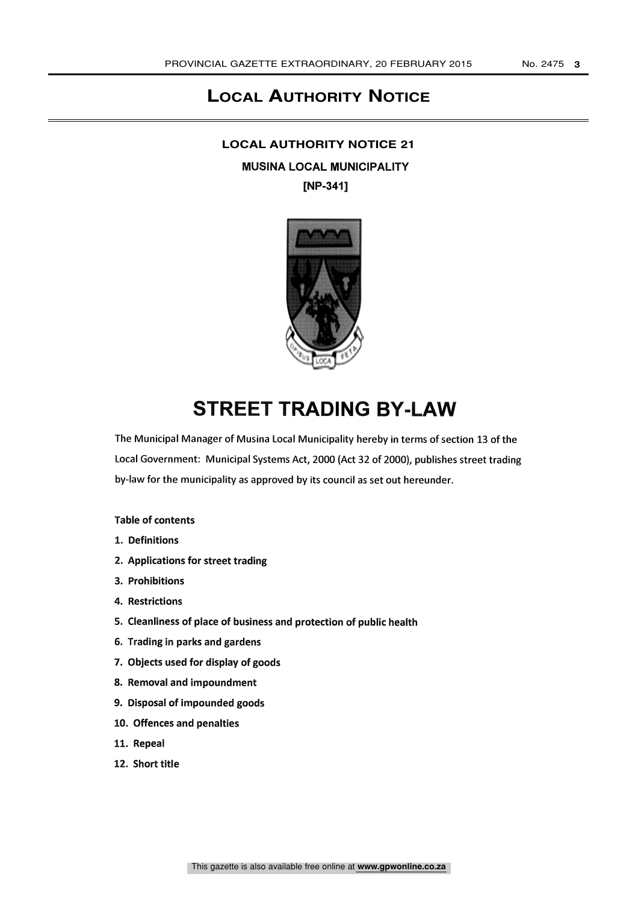# Local Authority Notice

## LOCAL AUTHORITY NOTICE 21

**MUSINA LOCAL MUNICIPALITY**

**[NP-341]**

# STREET TRADING BY-LAW

The Municipal Manager of Musina Local Municipality hereby in terms of section 13 of the Local Government: Municipal Systems Act, 2000 (Act 32 of 2000), publishes street trading by-law for the municipality as approved by its council as set out hereunder.

**Table of contents**

1. **Definitions**
2. **Applications for street trading**
3. **Prohibitions**
4. **Restrictions**
5. **Cleanliness of place of business and protection of public health**
6. **Trading in parks and gardens**
7. **Objects used for display of goods**
8. **Removal and impoundment**
9. **Disposal of impounded goods**
10. **Offences and penalties**
11. **Repeal**
12. **Short title**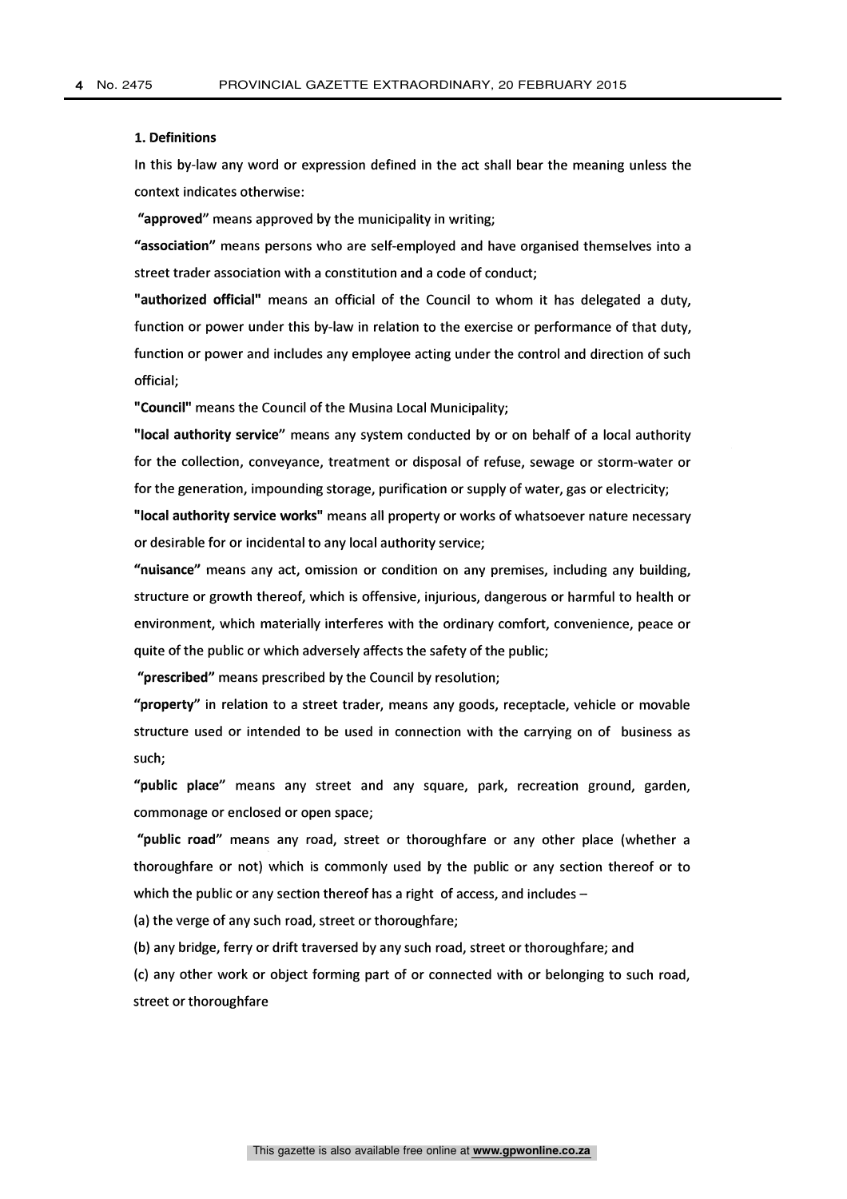### 1. Definitions

In this by-law any word or expression defined in the act shall bear the meaning unless the context indicates otherwise:

**"approved"** means approved by the municipality in writing;

**"association"** means persons who are self-employed and have organised themselves into a street trader association with a constitution and a code of conduct;

**"authorized official"** means an official of the Council to whom it has delegated a duty, function or power under this by-law in relation to the exercise or performance of that duty, function or power and includes any employee acting under the control and direction of such official;

**"Council"** means the Council of the Musina Local Municipality;

**"local authority service"** means any system conducted by or on behalf of a local authority for the collection, conveyance, treatment or disposal of refuse, sewage or storm-water or for the generation, impounding storage, purification or supply of water, gas or electricity;

**"local authority service works"** means all property or works of whatsoever nature necessary or desirable for or incidental to any local authority service;

**"nuisance"** means any act, omission or condition on any premises, including any building, structure or growth thereof, which is offensive, injurious, dangerous or harmful to health or environment, which materially interferes with the ordinary comfort, convenience, peace or quite of the public or which adversely affects the safety of the public;

**"prescribed"** means prescribed by the Council by resolution;

**"property"** in relation to a street trader, means any goods, receptacle, vehicle or movable structure used or intended to be used in connection with the carrying on of business as such;

**"public place"** means any street and any square, park, recreation ground, garden, commonage or enclosed or open space;

**"public road"** means any road, street or thoroughfare or any other place (whether a thoroughfare or not) which is commonly used by the public or any section thereof or to which the public or any section thereof has a right of access, and includes –

(a) the verge of any such road, street or thoroughfare;

(b) any bridge, ferry or drift traversed by any such road, street or thoroughfare; and

(c) any other work or object forming part of or connected with or belonging to such road, street or thoroughfare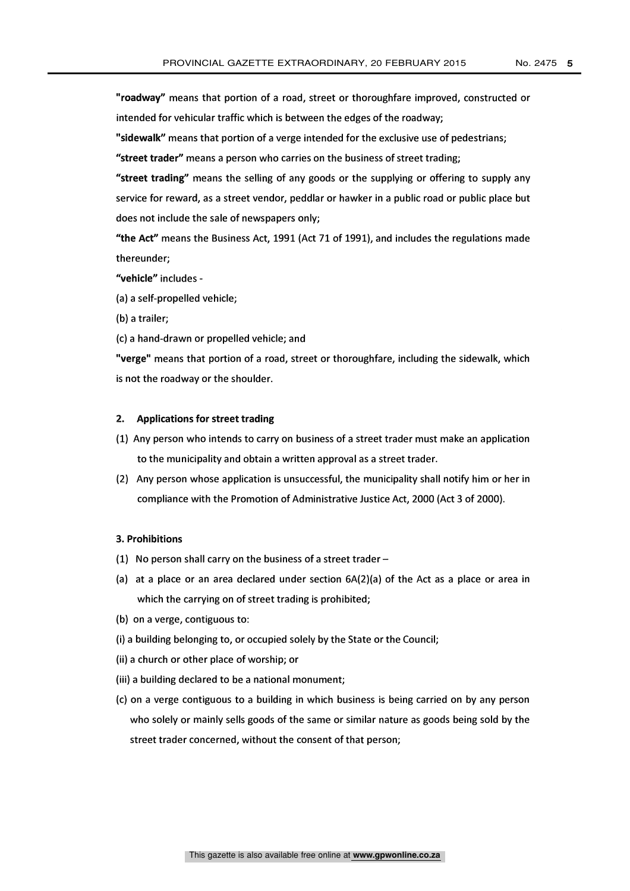**"roadway"** means that portion of a road, street or thoroughfare improved, constructed or intended for vehicular traffic which is between the edges of the roadway;

**"sidewalk"** means that portion of a verge intended for the exclusive use of pedestrians;

**"street trader"** means a person who carries on the business of street trading;

**"street trading"** means the selling of any goods or the supplying or offering to supply any service for reward, as a street vendor, peddlar or hawker in a public road or public place but does not include the sale of newspapers only;

**"the Act"** means the Business Act, 1991 (Act 71 of 1991), and includes the regulations made thereunder;

**"vehicle"** includes -

(a) a self-propelled vehicle;

(b) a trailer;

(c) a hand-drawn or propelled vehicle; and

**"verge"** means that portion of a road, street or thoroughfare, including the sidewalk, which is not the roadway or the shoulder.

## 2. Applications for street trading

(1) Any person who intends to carry on business of a street trader must make an application to the municipality and obtain a written approval as a street trader.

(2) Any person whose application is unsuccessful, the municipality shall notify him or her in compliance with the Promotion of Administrative Justice Act, 2000 (Act 3 of 2000).

## 3. Prohibitions

(1) No person shall carry on the business of a street trader –

(a) at a place or an area declared under section 6A(2)(a) of the Act as a place or area in which the carrying on of street trading is prohibited;

(b) on a verge, contiguous to:

(i) a building belonging to, or occupied solely by the State or the Council;

(ii) a church or other place of worship; or

(iii) a building declared to be a national monument;

(c) on a verge contiguous to a building in which business is being carried on by any person who solely or mainly sells goods of the same or similar nature as goods being sold by the street trader concerned, without the consent of that person;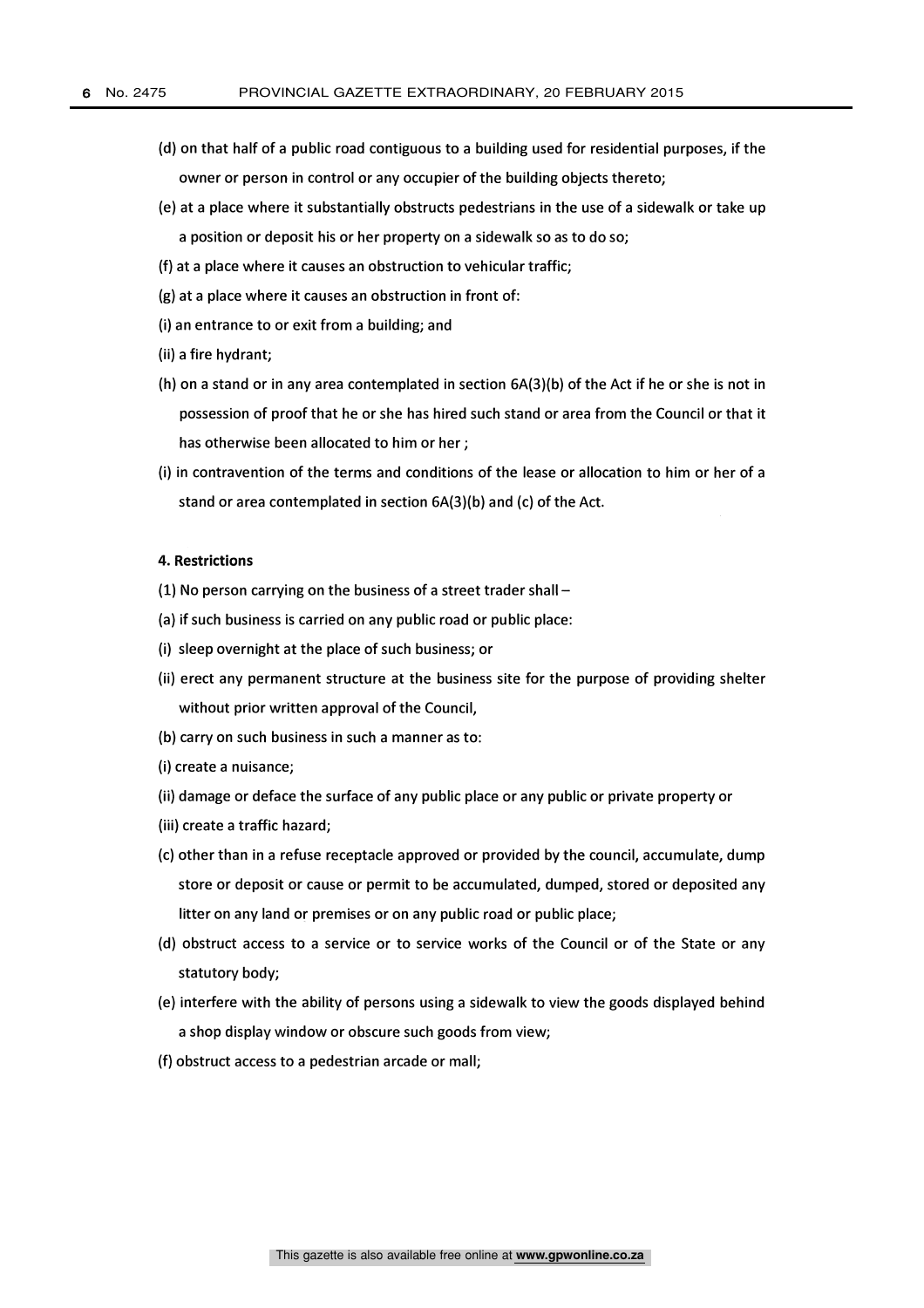(d) on that half of a public road contiguous to a building used for residential purposes, if the owner or person in control or any occupier of the building objects thereto;

(e) at a place where it substantially obstructs pedestrians in the use of a sidewalk or take up a position or deposit his or her property on a sidewalk so as to do so;

(f) at a place where it causes an obstruction to vehicular traffic;

(g) at a place where it causes an obstruction in front of:

(i) an entrance to or exit from a building; and

(ii) a fire hydrant;

(h) on a stand or in any area contemplated in section 6A(3)(b) of the Act if he or she is not in possession of proof that he or she has hired such stand or area from the Council or that it has otherwise been allocated to him or her ;

(i) in contravention of the terms and conditions of the lease or allocation to him or her of a stand or area contemplated in section 6A(3)(b) and (c) of the Act.

**4. Restrictions**

(1) No person carrying on the business of a street trader shall –

(a) if such business is carried on any public road or public place:

(i) sleep overnight at the place of such business; or

(ii) erect any permanent structure at the business site for the purpose of providing shelter without prior written approval of the Council,

(b) carry on such business in such a manner as to:

(i) create a nuisance;

(ii) damage or deface the surface of any public place or any public or private property or

(iii) create a traffic hazard;

(c) other than in a refuse receptacle approved or provided by the council, accumulate, dump store or deposit or cause or permit to be accumulated, dumped, stored or deposited any litter on any land or premises or on any public road or public place;

(d) obstruct access to a service or to service works of the Council or of the State or any statutory body;

(e) interfere with the ability of persons using a sidewalk to view the goods displayed behind a shop display window or obscure such goods from view;

(f) obstruct access to a pedestrian arcade or mall;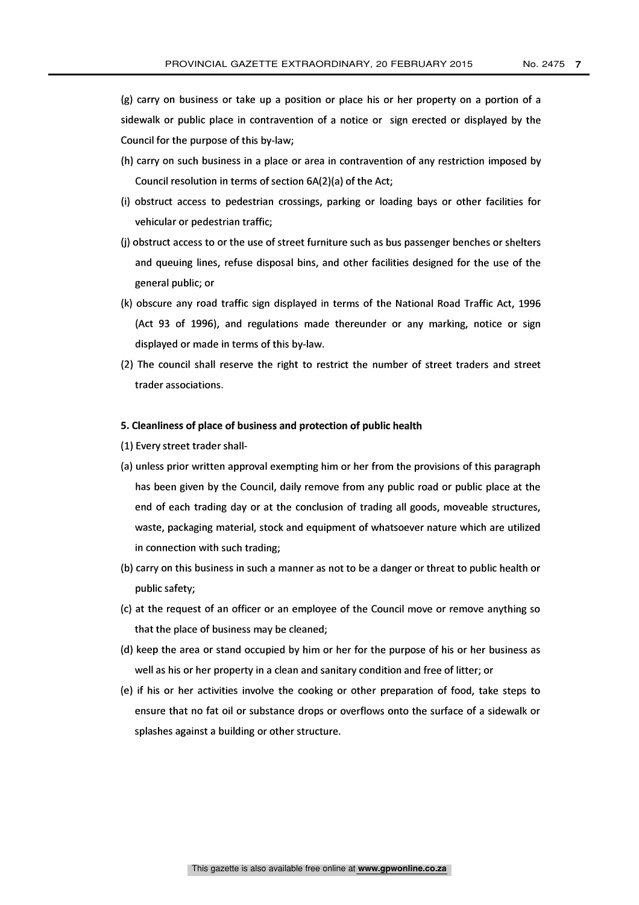(g) carry on business or take up a position or place his or her property on a portion of a sidewalk or public place in contravention of a notice or sign erected or displayed by the Council for the purpose of this by-law;

(h) carry on such business in a place or area in contravention of any restriction imposed by Council resolution in terms of section 6A(2)(a) of the Act;

(i) obstruct access to pedestrian crossings, parking or loading bays or other facilities for vehicular or pedestrian traffic;

(j) obstruct access to or the use of street furniture such as bus passenger benches or shelters and queuing lines, refuse disposal bins, and other facilities designed for the use of the general public; or

(k) obscure any road traffic sign displayed in terms of the National Road Traffic Act, 1996 (Act 93 of 1996), and regulations made thereunder or any marking, notice or sign displayed or made in terms of this by-law.

(2) The council shall reserve the right to restrict the number of street traders and street trader associations.

**5. Cleanliness of place of business and protection of public health**

(1) Every street trader shall-

(a) unless prior written approval exempting him or her from the provisions of this paragraph has been given by the Council, daily remove from any public road or public place at the end of each trading day or at the conclusion of trading all goods, moveable structures, waste, packaging material, stock and equipment of whatsoever nature which are utilized in connection with such trading;

(b) carry on this business in such a manner as not to be a danger or threat to public health or public safety;

(c) at the request of an officer or an employee of the Council move or remove anything so that the place of business may be cleaned;

(d) keep the area or stand occupied by him or her for the purpose of his or her business as well as his or her property in a clean and sanitary condition and free of litter; or

(e) if his or her activities involve the cooking or other preparation of food, take steps to ensure that no fat oil or substance drops or overflows onto the surface of a sidewalk or splashes against a building or other structure.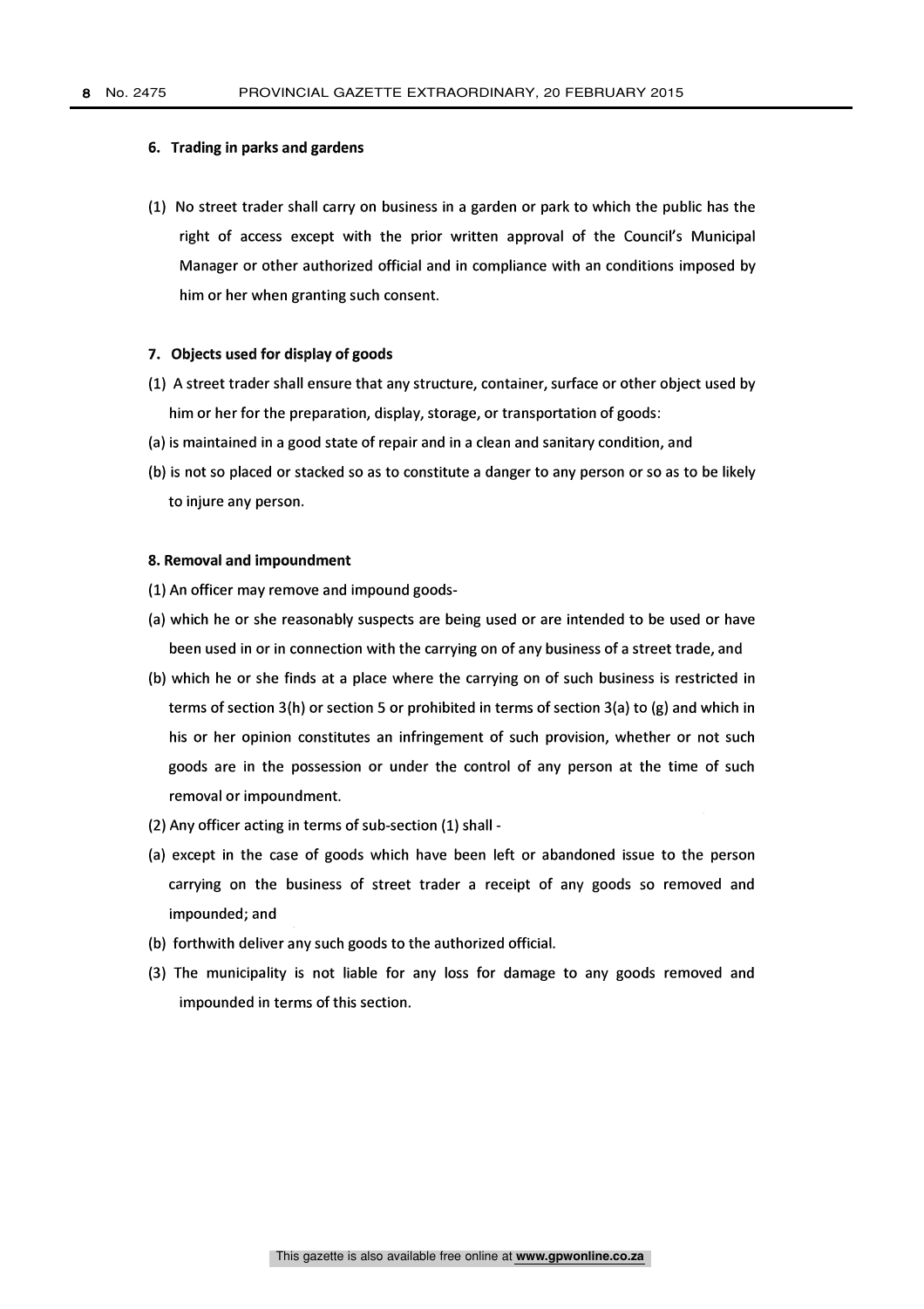**6. Trading in parks and gardens**

(1) No street trader shall carry on business in a garden or park to which the public has the right of access except with the prior written approval of the Council's Municipal Manager or other authorized official and in compliance with an conditions imposed by him or her when granting such consent.

**7. Objects used for display of goods**

(1) A street trader shall ensure that any structure, container, surface or other object used by him or her for the preparation, display, storage, or transportation of goods:

(a) is maintained in a good state of repair and in a clean and sanitary condition, and

(b) is not so placed or stacked so as to constitute a danger to any person or so as to be likely to injure any person.

**8. Removal and impoundment**

(1) An officer may remove and impound goods-

(a) which he or she reasonably suspects are being used or are intended to be used or have been used in or in connection with the carrying on of any business of a street trade, and

(b) which he or she finds at a place where the carrying on of such business is restricted in terms of section 3(h) or section 5 or prohibited in terms of section 3(a) to (g) and which in his or her opinion constitutes an infringement of such provision, whether or not such goods are in the possession or under the control of any person at the time of such removal or impoundment.

(2) Any officer acting in terms of sub-section (1) shall -

(a) except in the case of goods which have been left or abandoned issue to the person carrying on the business of street trader a receipt of any goods so removed and impounded; and

(b) forthwith deliver any such goods to the authorized official.

(3) The municipality is not liable for any loss for damage to any goods removed and impounded in terms of this section.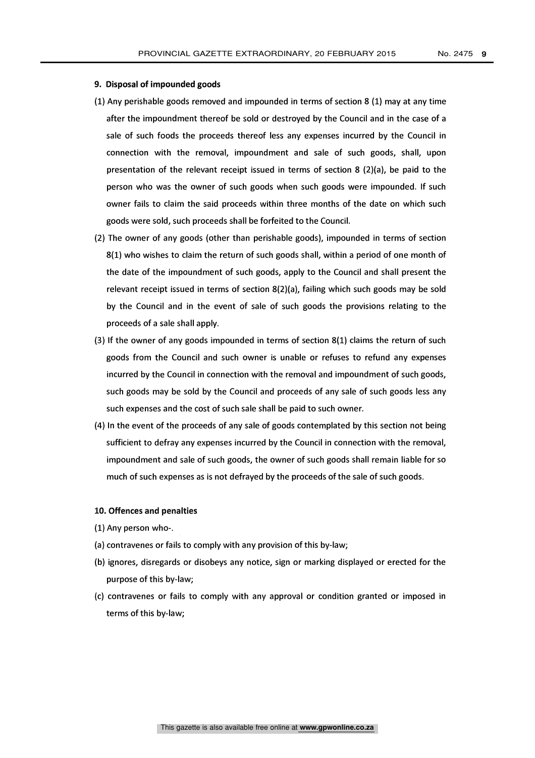### 9. Disposal of impounded goods

(1) Any perishable goods removed and impounded in terms of section 8 (1) may at any time after the impoundment thereof be sold or destroyed by the Council and in the case of a sale of such foods the proceeds thereof less any expenses incurred by the Council in connection with the removal, impoundment and sale of such goods, shall, upon presentation of the relevant receipt issued in terms of section 8 (2)(a), be paid to the person who was the owner of such goods when such goods were impounded. If such owner fails to claim the said proceeds within three months of the date on which such goods were sold, such proceeds shall be forfeited to the Council.

(2) The owner of any goods (other than perishable goods), impounded in terms of section 8(1) who wishes to claim the return of such goods shall, within a period of one month of the date of the impoundment of such goods, apply to the Council and shall present the relevant receipt issued in terms of section 8(2)(a), failing which such goods may be sold by the Council and in the event of sale of such goods the provisions relating to the proceeds of a sale shall apply.

(3) If the owner of any goods impounded in terms of section 8(1) claims the return of such goods from the Council and such owner is unable or refuses to refund any expenses incurred by the Council in connection with the removal and impoundment of such goods, such goods may be sold by the Council and proceeds of any sale of such goods less any such expenses and the cost of such sale shall be paid to such owner.

(4) In the event of the proceeds of any sale of goods contemplated by this section not being sufficient to defray any expenses incurred by the Council in connection with the removal, impoundment and sale of such goods, the owner of such goods shall remain liable for so much of such expenses as is not defrayed by the proceeds of the sale of such goods.

### 10. Offences and penalties

(1) Any person who-.

(a) contravenes or fails to comply with any provision of this by-law;

(b) ignores, disregards or disobeys any notice, sign or marking displayed or erected for the purpose of this by-law;

(c) contravenes or fails to comply with any approval or condition granted or imposed in terms of this by-law;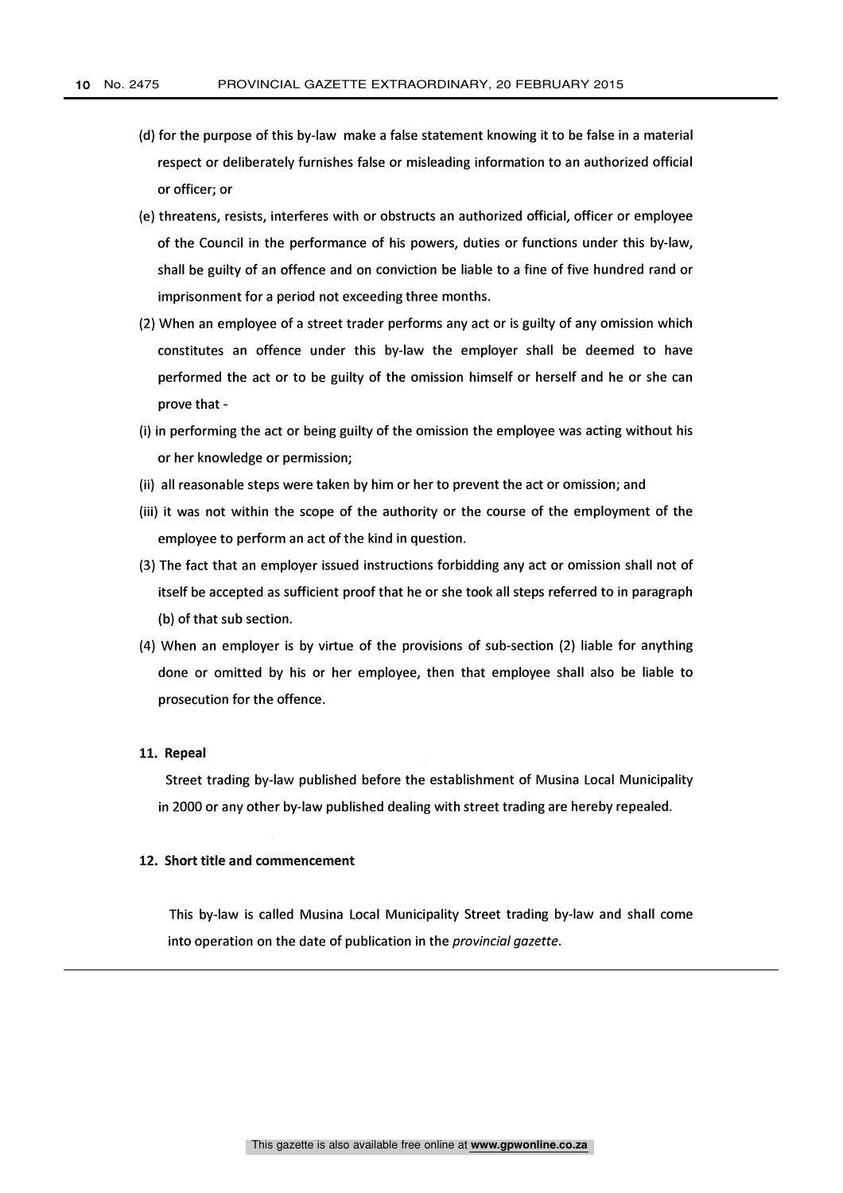(d) for the purpose of this by-law make a false statement knowing it to be false in a material respect or deliberately furnishes false or misleading information to an authorized official or officer; or

(e) threatens, resists, interferes with or obstructs an authorized official, officer or employee of the Council in the performance of his powers, duties or functions under this by-law, shall be guilty of an offence and on conviction be liable to a fine of five hundred rand or imprisonment for a period not exceeding three months.

(2) When an employee of a street trader performs any act or is guilty of any omission which constitutes an offence under this by-law the employer shall be deemed to have performed the act or to be guilty of the omission himself or herself and he or she can prove that -

(i) in performing the act or being guilty of the omission the employee was acting without his or her knowledge or permission;

(ii) all reasonable steps were taken by him or her to prevent the act or omission; and

(iii) it was not within the scope of the authority or the course of the employment of the employee to perform an act of the kind in question.

(3) The fact that an employer issued instructions forbidding any act or omission shall not of itself be accepted as sufficient proof that he or she took all steps referred to in paragraph (b) of that sub section.

(4) When an employer is by virtue of the provisions of sub-section (2) liable for anything done or omitted by his or her employee, then that employee shall also be liable to prosecution for the offence.

**11. Repeal**

Street trading by-law published before the establishment of Musina Local Municipality in 2000 or any other by-law published dealing with street trading are hereby repealed.

**12. Short title and commencement**

This by-law is called Musina Local Municipality Street trading by-law and shall come into operation on the date of publication in the *provincial gazette*.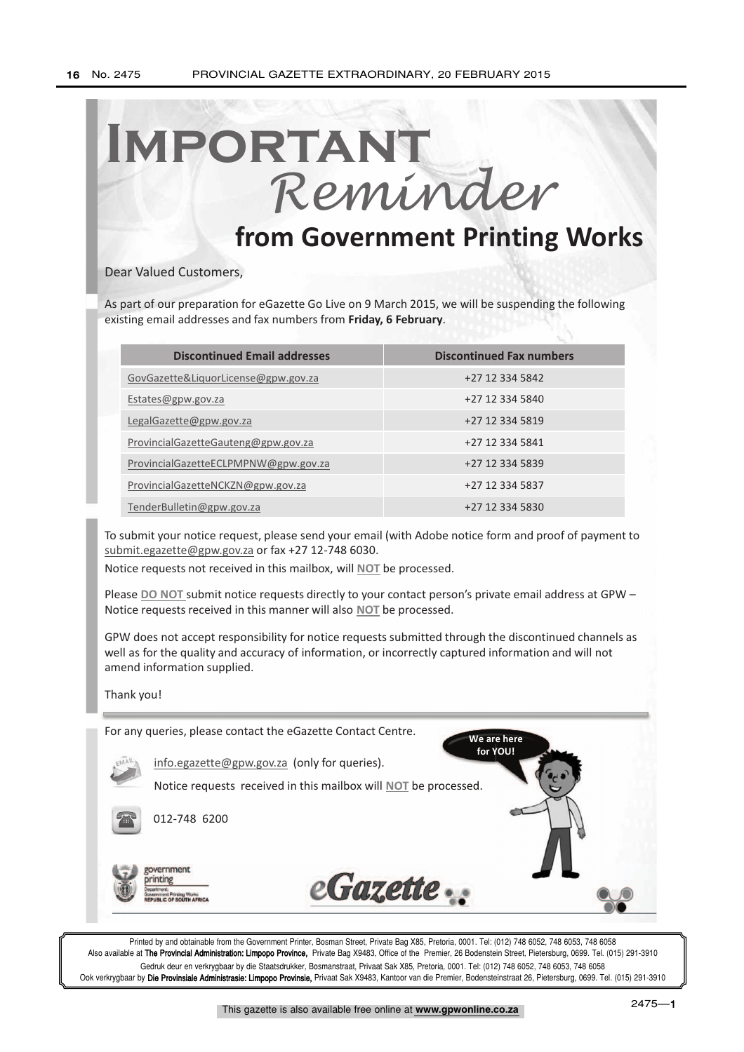# IMPORTANT *Reminder*

## from Government Printing Works

Dear Valued Customers,

As part of our preparation for eGazette Go Live on 9 March 2015, we will be suspending the following existing email addresses and fax numbers from **Friday, 6 February**.

| Discontinued Email addresses | Discontinued Fax numbers |
|---|---|
| GovGazette&LiquorLicense@gpw.gov.za | +27 12 334 5842 |
| Estates@gpw.gov.za | +27 12 334 5840 |
| LegalGazette@gpw.gov.za | +27 12 334 5819 |
| ProvincialGazetteGauteng@gpw.gov.za | +27 12 334 5841 |
| ProvincialGazetteECLPMPNW@gpw.gov.za | +27 12 334 5839 |
| ProvincialGazetteNCKZN@gpw.gov.za | +27 12 334 5837 |
| TenderBulletin@gpw.gov.za | +27 12 334 5830 |

To submit your notice request, please send your email (with Adobe notice form and proof of payment to submit.egazette@gpw.gov.za or fax +27 12-748 6030.

Notice requests not received in this mailbox, will **NOT** be processed.

Please **DO NOT** submit notice requests directly to your contact person's private email address at GPW – Notice requests received in this manner will also **NOT** be processed.

GPW does not accept responsibility for notice requests submitted through the discontinued channels as well as for the quality and accuracy of information, or incorrectly captured information and will not amend information supplied.

Thank you!

For any queries, please contact the eGazette Contact Centre.

**We are here for YOU!**

info.egazette@gpw.gov.za (only for queries).

Notice requests received in this mailbox will **NOT** be processed.

012-748 6200

government printing
Department: Government Printing Works
REPUBLIC OF SOUTH AFRICA

eGazette

Printed by and obtainable from the Government Printer, Bosman Street, Private Bag X85, Pretoria, 0001. Tel: (012) 748 6052, 748 6053, 748 6058
Also available at **The Provincial Administration: Limpopo Province,** Private Bag X9483, Office of the Premier, 26 Bodenstein Street, Pietersburg, 0699. Tel. (015) 291-3910
Gedruk deur en verkrygbaar by die Staatsdrukker, Bosmanstraat, Privaat Sak X85, Pretoria, 0001. Tel: (012) 748 6052, 748 6053, 748 6058
Ook verkrygbaar by **Die Provinsiale Administrasie: Limpopo Provinsie,** Privaat Sak X9483, Kantoor van die Premier, Bodensteinstraat 26, Pietersburg, 0699. Tel. (015) 291-3910

This gazette is also available free online at **www.gpwonline.co.za**